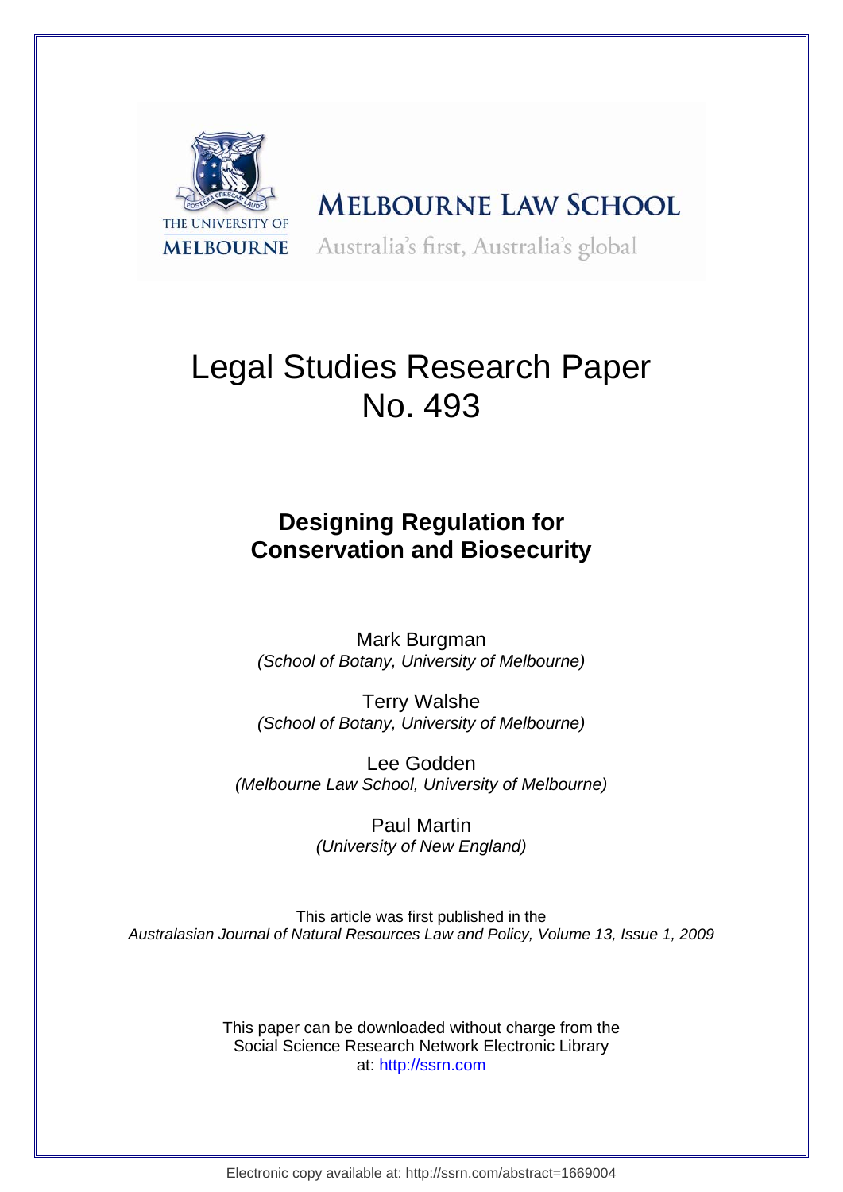MELBOURNE LAW SCHOOL

Australia's first, Australia's global

THE UNIVERSITY OF MELBOURNE

# Legal Studies Research Paper No. 493

## Designing Regulation for Conservation and Biosecurity

Mark Burgman
*(School of Botany, University of Melbourne)*

Terry Walshe
*(School of Botany, University of Melbourne)*

Lee Godden
*(Melbourne Law School, University of Melbourne)*

Paul Martin
*(University of New England)*

This article was first published in the
*Australasian Journal of Natural Resources Law and Policy, Volume 13, Issue 1, 2009*

This paper can be downloaded without charge from the
Social Science Research Network Electronic Library
at: http://ssrn.com

Electronic copy available at: http://ssrn.com/abstract=1669004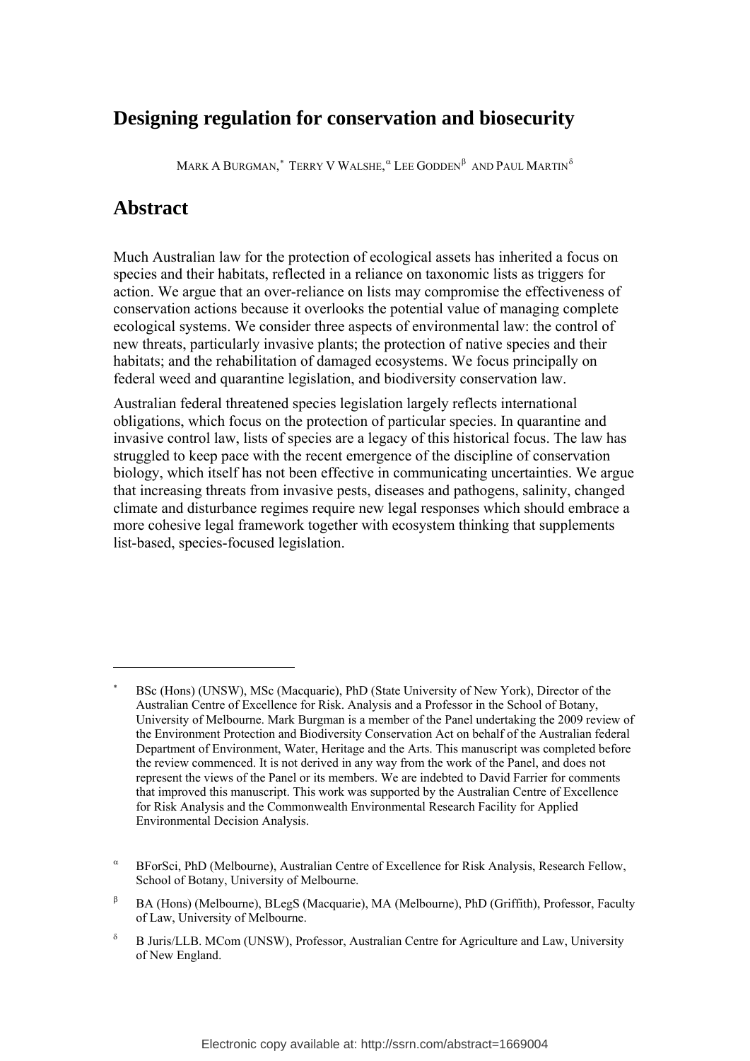# Designing regulation for conservation and biosecurity

MARK A BURGMAN,[*] TERRY V WALSHE,[α] LEE GODDEN[β] AND PAUL MARTIN[δ]

# Abstract

Much Australian law for the protection of ecological assets has inherited a focus on species and their habitats, reflected in a reliance on taxonomic lists as triggers for action. We argue that an over-reliance on lists may compromise the effectiveness of conservation actions because it overlooks the potential value of managing complete ecological systems. We consider three aspects of environmental law: the control of new threats, particularly invasive plants; the protection of native species and their habitats; and the rehabilitation of damaged ecosystems. We focus principally on federal weed and quarantine legislation, and biodiversity conservation law.

Australian federal threatened species legislation largely reflects international obligations, which focus on the protection of particular species. In quarantine and invasive control law, lists of species are a legacy of this historical focus. The law has struggled to keep pace with the recent emergence of the discipline of conservation biology, which itself has not been effective in communicating uncertainties. We argue that increasing threats from invasive pests, diseases and pathogens, salinity, changed climate and disturbance regimes require new legal responses which should embrace a more cohesive legal framework together with ecosystem thinking that supplements list-based, species-focused legislation.

---

[*] BSc (Hons) (UNSW), MSc (Macquarie), PhD (State University of New York), Director of the Australian Centre of Excellence for Risk. Analysis and a Professor in the School of Botany, University of Melbourne. Mark Burgman is a member of the Panel undertaking the 2009 review of the Environment Protection and Biodiversity Conservation Act on behalf of the Australian federal Department of Environment, Water, Heritage and the Arts. This manuscript was completed before the review commenced. It is not derived in any way from the work of the Panel, and does not represent the views of the Panel or its members. We are indebted to David Farrier for comments that improved this manuscript. This work was supported by the Australian Centre of Excellence for Risk Analysis and the Commonwealth Environmental Research Facility for Applied Environmental Decision Analysis.

[α] BForSci, PhD (Melbourne), Australian Centre of Excellence for Risk Analysis, Research Fellow, School of Botany, University of Melbourne.

[β] BA (Hons) (Melbourne), BLegS (Macquarie), MA (Melbourne), PhD (Griffith), Professor, Faculty of Law, University of Melbourne.

[δ] B Juris/LLB. MCom (UNSW), Professor, Australian Centre for Agriculture and Law, University of New England.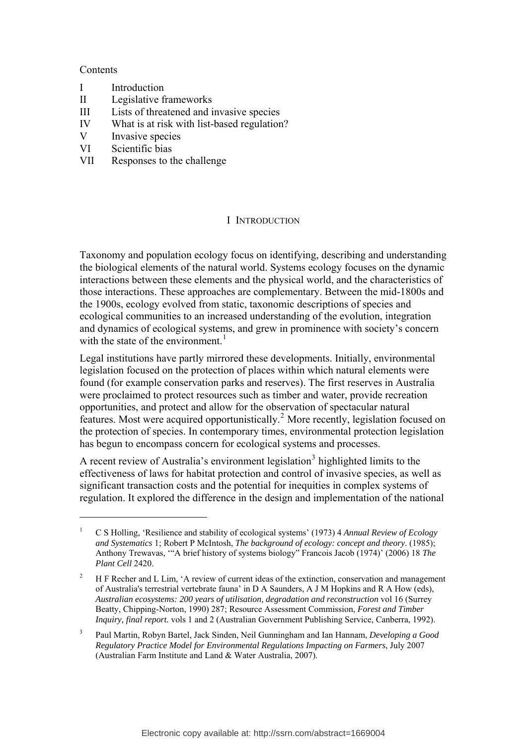Contents

I Introduction
II Legislative frameworks
III Lists of threatened and invasive species
IV What is at risk with list-based regulation?
V Invasive species
VI Scientific bias
VII Responses to the challenge

## I INTRODUCTION

Taxonomy and population ecology focus on identifying, describing and understanding the biological elements of the natural world. Systems ecology focuses on the dynamic interactions between these elements and the physical world, and the characteristics of those interactions. These approaches are complementary. Between the mid-1800s and the 1900s, ecology evolved from static, taxonomic descriptions of species and ecological communities to an increased understanding of the evolution, integration and dynamics of ecological systems, and grew in prominence with society's concern with the state of the environment.[1]

Legal institutions have partly mirrored these developments. Initially, environmental legislation focused on the protection of places within which natural elements were found (for example conservation parks and reserves). The first reserves in Australia were proclaimed to protect resources such as timber and water, provide recreation opportunities, and protect and allow for the observation of spectacular natural features. Most were acquired opportunistically.[2] More recently, legislation focused on the protection of species. In contemporary times, environmental protection legislation has begun to encompass concern for ecological systems and processes.

A recent review of Australia's environment legislation[3] highlighted limits to the effectiveness of laws for habitat protection and control of invasive species, as well as significant transaction costs and the potential for inequities in complex systems of regulation. It explored the difference in the design and implementation of the national

---

[1] C S Holling, 'Resilience and stability of ecological systems' (1973) 4 *Annual Review of Ecology and Systematics* 1; Robert P McIntosh, *The background of ecology: concept and theory*. (1985); Anthony Trewavas, '"A brief history of systems biology" Francois Jacob (1974)' (2006) 18 *The Plant Cell* 2420.

[2] H F Recher and L Lim, 'A review of current ideas of the extinction, conservation and management of Australia's terrestrial vertebrate fauna' in D A Saunders, A J M Hopkins and R A How (eds), *Australian ecosystems: 200 years of utilisation, degradation and reconstruction* vol 16 (Surrey Beatty, Chipping-Norton, 1990) 287; Resource Assessment Commission, *Forest and Timber Inquiry, final report.* vols 1 and 2 (Australian Government Publishing Service, Canberra, 1992).

[3] Paul Martin, Robyn Bartel, Jack Sinden, Neil Gunningham and Ian Hannam, *Developing a Good Regulatory Practice Model for Environmental Regulations Impacting on Farmers*, July 2007 (Australian Farm Institute and Land & Water Australia, 2007).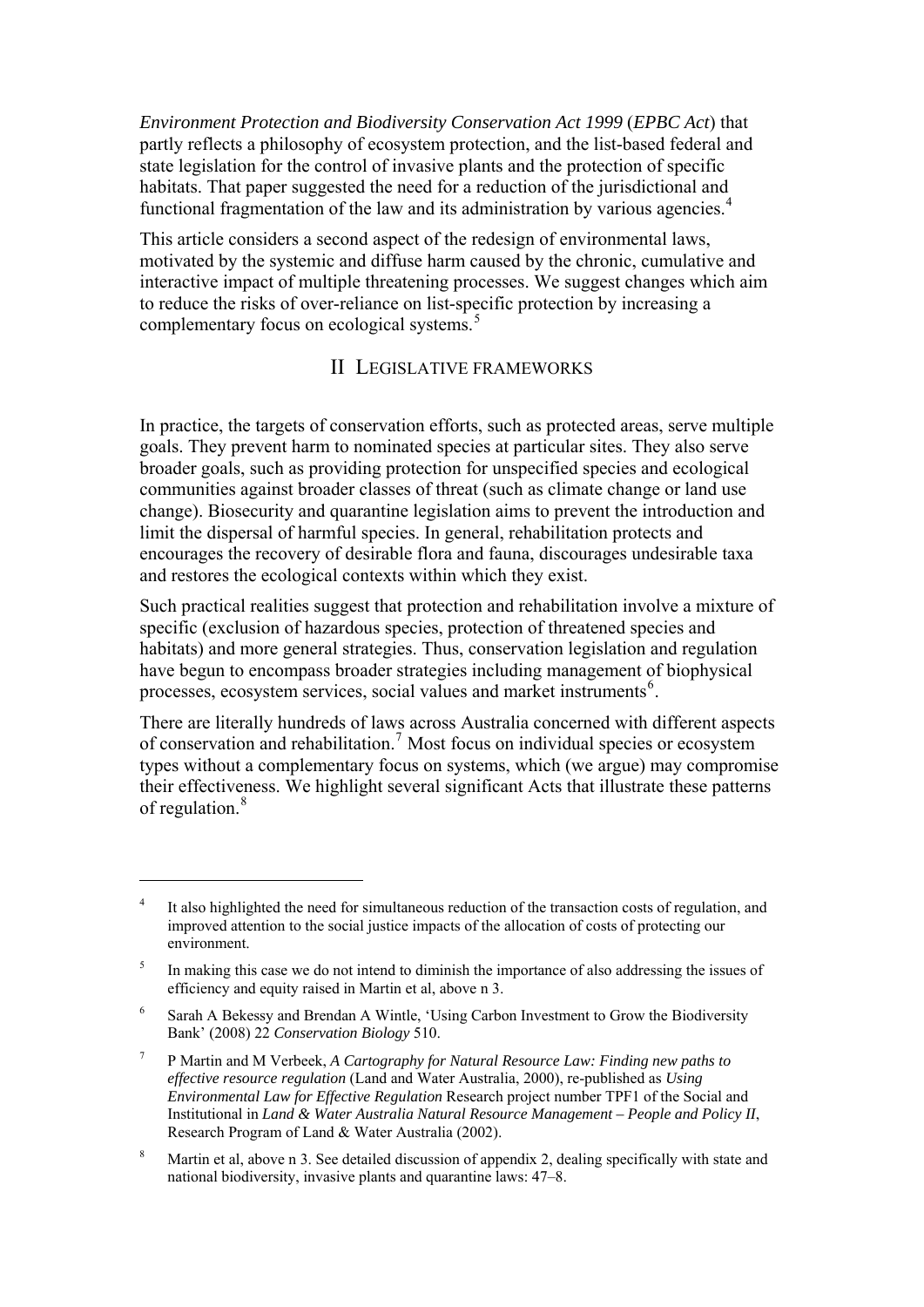*Environment Protection and Biodiversity Conservation Act 1999* (*EPBC Act*) that partly reflects a philosophy of ecosystem protection, and the list-based federal and state legislation for the control of invasive plants and the protection of specific habitats. That paper suggested the need for a reduction of the jurisdictional and functional fragmentation of the law and its administration by various agencies.[4]

This article considers a second aspect of the redesign of environmental laws, motivated by the systemic and diffuse harm caused by the chronic, cumulative and interactive impact of multiple threatening processes. We suggest changes which aim to reduce the risks of over-reliance on list-specific protection by increasing a complementary focus on ecological systems.[5]

## II LEGISLATIVE FRAMEWORKS

In practice, the targets of conservation efforts, such as protected areas, serve multiple goals. They prevent harm to nominated species at particular sites. They also serve broader goals, such as providing protection for unspecified species and ecological communities against broader classes of threat (such as climate change or land use change). Biosecurity and quarantine legislation aims to prevent the introduction and limit the dispersal of harmful species. In general, rehabilitation protects and encourages the recovery of desirable flora and fauna, discourages undesirable taxa and restores the ecological contexts within which they exist.

Such practical realities suggest that protection and rehabilitation involve a mixture of specific (exclusion of hazardous species, protection of threatened species and habitats) and more general strategies. Thus, conservation legislation and regulation have begun to encompass broader strategies including management of biophysical processes, ecosystem services, social values and market instruments[6].

There are literally hundreds of laws across Australia concerned with different aspects of conservation and rehabilitation.[7] Most focus on individual species or ecosystem types without a complementary focus on systems, which (we argue) may compromise their effectiveness. We highlight several significant Acts that illustrate these patterns of regulation.[8]

---

[4] It also highlighted the need for simultaneous reduction of the transaction costs of regulation, and improved attention to the social justice impacts of the allocation of costs of protecting our environment.

[5] In making this case we do not intend to diminish the importance of also addressing the issues of efficiency and equity raised in Martin et al, above n 3.

[6] Sarah A Bekessy and Brendan A Wintle, 'Using Carbon Investment to Grow the Biodiversity Bank' (2008) 22 *Conservation Biology* 510.

[7] P Martin and M Verbeek, *A Cartography for Natural Resource Law: Finding new paths to effective resource regulation* (Land and Water Australia, 2000), re-published as *Using Environmental Law for Effective Regulation* Research project number TPF1 of the Social and Institutional in *Land & Water Australia Natural Resource Management – People and Policy II*, Research Program of Land & Water Australia (2002).

[8] Martin et al, above n 3. See detailed discussion of appendix 2, dealing specifically with state and national biodiversity, invasive plants and quarantine laws: 47–8.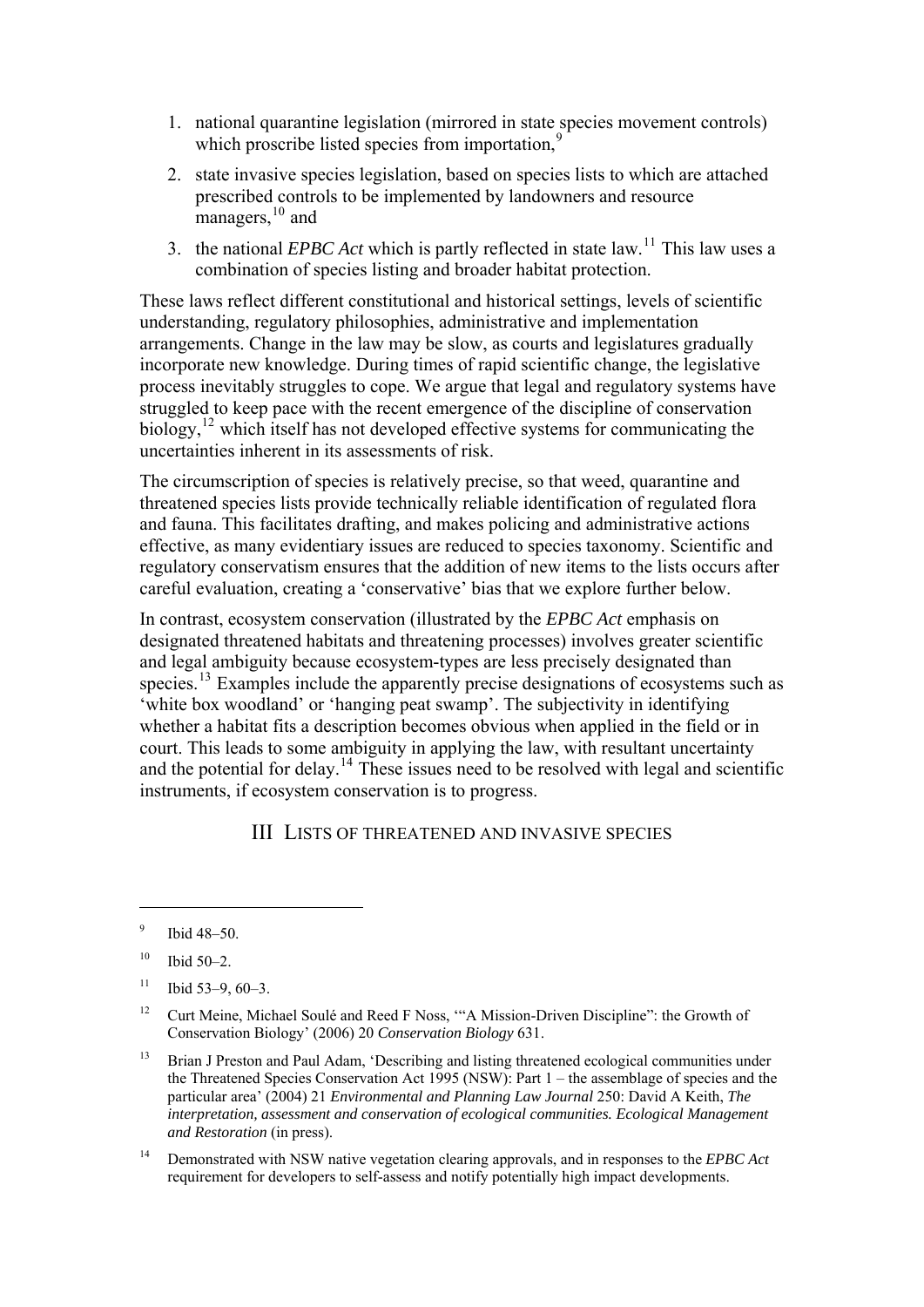1. national quarantine legislation (mirrored in state species movement controls) which proscribe listed species from importation,[9]
2. state invasive species legislation, based on species lists to which are attached prescribed controls to be implemented by landowners and resource managers,[10] and
3. the national *EPBC Act* which is partly reflected in state law.[11] This law uses a combination of species listing and broader habitat protection.

These laws reflect different constitutional and historical settings, levels of scientific understanding, regulatory philosophies, administrative and implementation arrangements. Change in the law may be slow, as courts and legislatures gradually incorporate new knowledge. During times of rapid scientific change, the legislative process inevitably struggles to cope. We argue that legal and regulatory systems have struggled to keep pace with the recent emergence of the discipline of conservation biology,[12] which itself has not developed effective systems for communicating the uncertainties inherent in its assessments of risk.

The circumscription of species is relatively precise, so that weed, quarantine and threatened species lists provide technically reliable identification of regulated flora and fauna. This facilitates drafting, and makes policing and administrative actions effective, as many evidentiary issues are reduced to species taxonomy. Scientific and regulatory conservatism ensures that the addition of new items to the lists occurs after careful evaluation, creating a 'conservative' bias that we explore further below.

In contrast, ecosystem conservation (illustrated by the *EPBC Act* emphasis on designated threatened habitats and threatening processes) involves greater scientific and legal ambiguity because ecosystem-types are less precisely designated than species.[13] Examples include the apparently precise designations of ecosystems such as 'white box woodland' or 'hanging peat swamp'. The subjectivity in identifying whether a habitat fits a description becomes obvious when applied in the field or in court. This leads to some ambiguity in applying the law, with resultant uncertainty and the potential for delay.[14] These issues need to be resolved with legal and scientific instruments, if ecosystem conservation is to progress.

## III Lists of Threatened and Invasive Species

---

[9] Ibid 48–50.

[10] Ibid 50–2.

[11] Ibid 53–9, 60–3.

[12] Curt Meine, Michael Soulé and Reed F Noss, '"A Mission-Driven Discipline": the Growth of Conservation Biology' (2006) 20 *Conservation Biology* 631.

[13] Brian J Preston and Paul Adam, 'Describing and listing threatened ecological communities under the Threatened Species Conservation Act 1995 (NSW): Part 1 – the assemblage of species and the particular area' (2004) 21 *Environmental and Planning Law Journal* 250: David A Keith, *The interpretation, assessment and conservation of ecological communities. Ecological Management and Restoration* (in press).

[14] Demonstrated with NSW native vegetation clearing approvals, and in responses to the *EPBC Act* requirement for developers to self-assess and notify potentially high impact developments.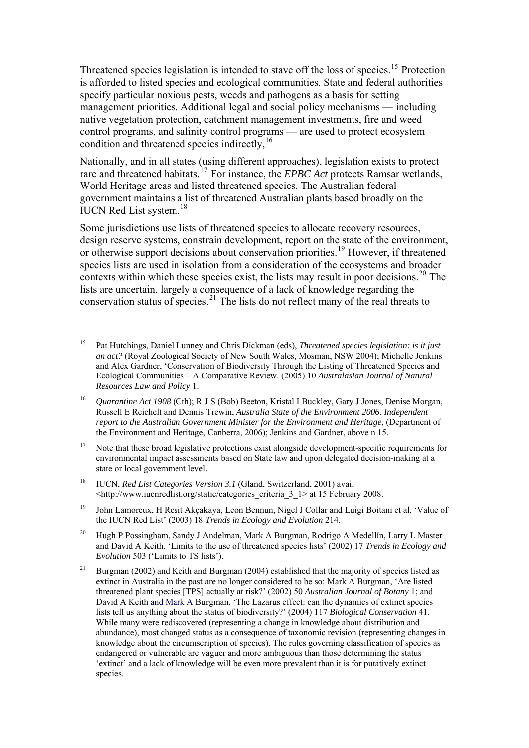Threatened species legislation is intended to stave off the loss of species.[15] Protection is afforded to listed species and ecological communities. State and federal authorities specify particular noxious pests, weeds and pathogens as a basis for setting management priorities. Additional legal and social policy mechanisms — including native vegetation protection, catchment management investments, fire and weed control programs, and salinity control programs — are used to protect ecosystem condition and threatened species indirectly,[16]

Nationally, and in all states (using different approaches), legislation exists to protect rare and threatened habitats.[17] For instance, the *EPBC Act* protects Ramsar wetlands, World Heritage areas and listed threatened species. The Australian federal government maintains a list of threatened Australian plants based broadly on the IUCN Red List system.[18]

Some jurisdictions use lists of threatened species to allocate recovery resources, design reserve systems, constrain development, report on the state of the environment, or otherwise support decisions about conservation priorities.[19] However, if threatened species lists are used in isolation from a consideration of the ecosystems and broader contexts within which these species exist, the lists may result in poor decisions.[20] The lists are uncertain, largely a consequence of a lack of knowledge regarding the conservation status of species.[21] The lists do not reflect many of the real threats to

---

[15] Pat Hutchings, Daniel Lunney and Chris Dickman (eds), *Threatened species legislation: is it just an act?* (Royal Zoological Society of New South Wales, Mosman, NSW 2004); Michelle Jenkins and Alex Gardner, 'Conservation of Biodiversity Through the Listing of Threatened Species and Ecological Communities – A Comparative Review. (2005) 10 *Australasian Journal of Natural Resources Law and Policy* 1.

[16] *Quarantine Act 1908* (Cth); R J S (Bob) Beeton, Kristal I Buckley, Gary J Jones, Denise Morgan, Russell E Reichelt and Dennis Trewin, *Australia State of the Environment 2006. Independent report to the Australian Government Minister for the Environment and Heritage*, (Department of the Environment and Heritage, Canberra, 2006); Jenkins and Gardner, above n 15.

[17] Note that these broad legislative protections exist alongside development-specific requirements for environmental impact assessments based on State law and upon delegated decision-making at a state or local government level.

[18] IUCN, *Red List Categories Version 3.1* (Gland, Switzerland, 2001) avail <http://www.iucnredlist.org/static/categories_criteria_3_1> at 15 February 2008.

[19] John Lamoreux, H Resit Akçakaya, Leon Bennun, Nigel J Collar and Luigi Boitani et al, 'Value of the IUCN Red List' (2003) 18 *Trends in Ecology and Evolution* 214.

[20] Hugh P Possingham, Sandy J Andelman, Mark A Burgman, Rodrigo A Medellín, Larry L Master and David A Keith, 'Limits to the use of threatened species lists' (2002) 17 *Trends in Ecology and Evolution* 503 ('Limits to TS lists').

[21] Burgman (2002) and Keith and Burgman (2004) established that the majority of species listed as extinct in Australia in the past are no longer considered to be so: Mark A Burgman, 'Are listed threatened plant species [TPS] actually at risk?' (2002) 50 *Australian Journal of Botany* 1; and David A Keith and Mark A Burgman, 'The Lazarus effect: can the dynamics of extinct species lists tell us anything about the status of biodiversity?' (2004) 117 *Biological Conservation* 41. While many were rediscovered (representing a change in knowledge about distribution and abundance), most changed status as a consequence of taxonomic revision (representing changes in knowledge about the circumscription of species). The rules governing classification of species as endangered or vulnerable are vaguer and more ambiguous than those determining the status 'extinct' and a lack of knowledge will be even more prevalent than it is for putatively extinct species.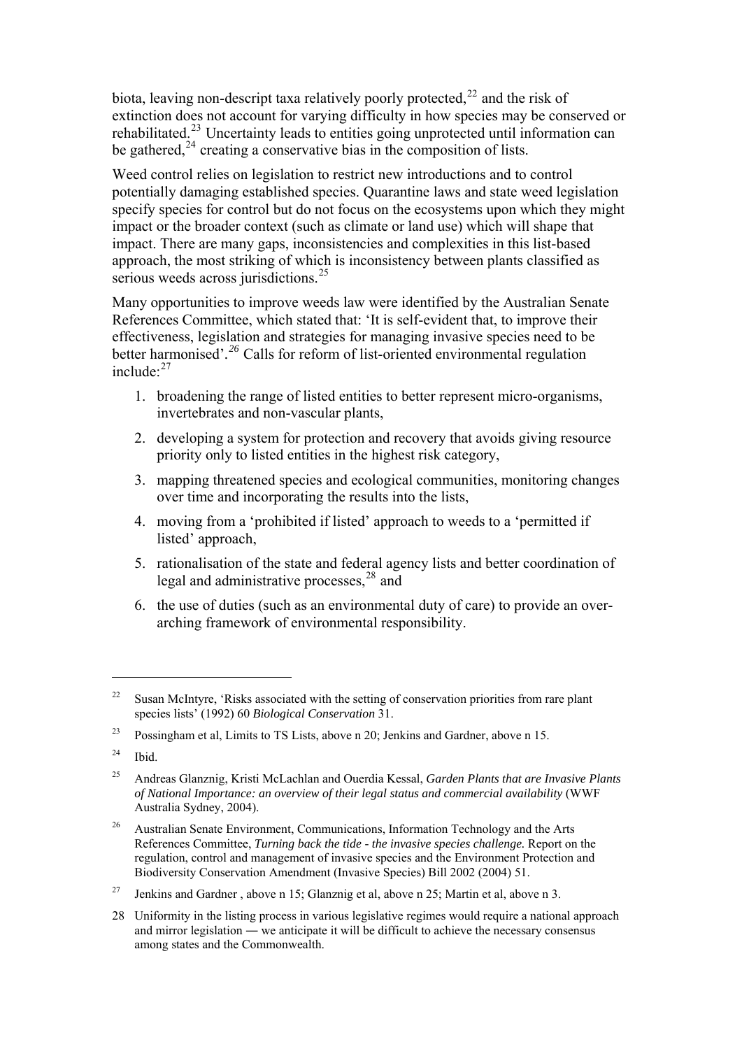biota, leaving non-descript taxa relatively poorly protected,[22] and the risk of extinction does not account for varying difficulty in how species may be conserved or rehabilitated.[23] Uncertainty leads to entities going unprotected until information can be gathered,[24] creating a conservative bias in the composition of lists.

Weed control relies on legislation to restrict new introductions and to control potentially damaging established species. Quarantine laws and state weed legislation specify species for control but do not focus on the ecosystems upon which they might impact or the broader context (such as climate or land use) which will shape that impact. There are many gaps, inconsistencies and complexities in this list-based approach, the most striking of which is inconsistency between plants classified as serious weeds across jurisdictions.[25]

Many opportunities to improve weeds law were identified by the Australian Senate References Committee, which stated that: 'It is self-evident that, to improve their effectiveness, legislation and strategies for managing invasive species need to be better harmonised'.[26] Calls for reform of list-oriented environmental regulation include:[27]

1. broadening the range of listed entities to better represent micro-organisms, invertebrates and non-vascular plants,
2. developing a system for protection and recovery that avoids giving resource priority only to listed entities in the highest risk category,
3. mapping threatened species and ecological communities, monitoring changes over time and incorporating the results into the lists,
4. moving from a 'prohibited if listed' approach to weeds to a 'permitted if listed' approach,
5. rationalisation of the state and federal agency lists and better coordination of legal and administrative processes,[28] and
6. the use of duties (such as an environmental duty of care) to provide an over-arching framework of environmental responsibility.

---

[22] Susan McIntyre, 'Risks associated with the setting of conservation priorities from rare plant species lists' (1992) 60 *Biological Conservation* 31.

[23] Possingham et al, Limits to TS Lists, above n 20; Jenkins and Gardner, above n 15.

[24] Ibid.

[25] Andreas Glanznig, Kristi McLachlan and Ouerdia Kessal, *Garden Plants that are Invasive Plants of National Importance: an overview of their legal status and commercial availability* (WWF Australia Sydney, 2004).

[26] Australian Senate Environment, Communications, Information Technology and the Arts References Committee, *Turning back the tide - the invasive species challenge.* Report on the regulation, control and management of invasive species and the Environment Protection and Biodiversity Conservation Amendment (Invasive Species) Bill 2002 (2004) 51.

[27] Jenkins and Gardner , above n 15; Glanznig et al, above n 25; Martin et al, above n 3.

[28] Uniformity in the listing process in various legislative regimes would require a national approach and mirror legislation ― we anticipate it will be difficult to achieve the necessary consensus among states and the Commonwealth.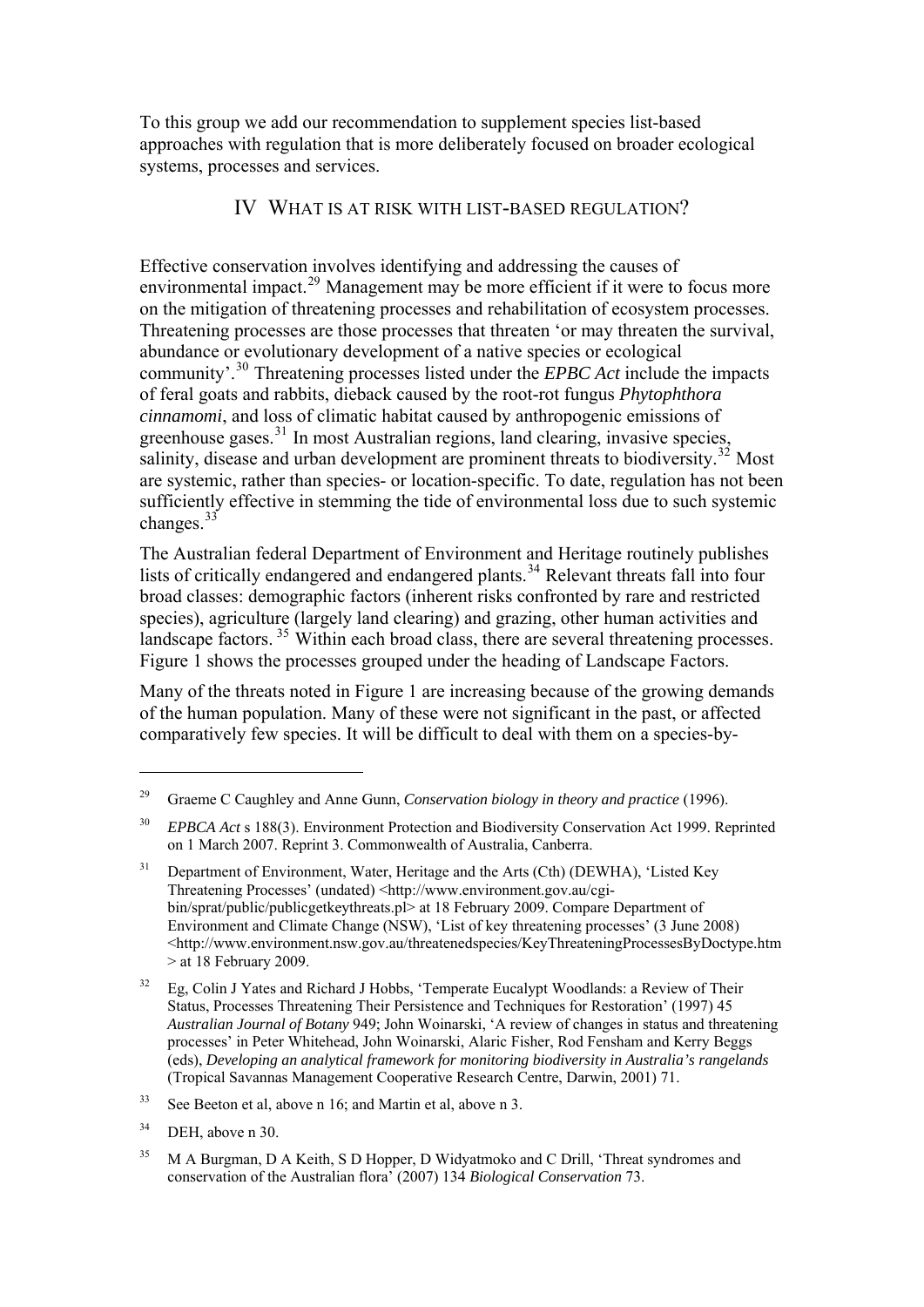To this group we add our recommendation to supplement species list-based approaches with regulation that is more deliberately focused on broader ecological systems, processes and services.

## IV WHAT IS AT RISK WITH LIST-BASED REGULATION?

Effective conservation involves identifying and addressing the causes of environmental impact.[29] Management may be more efficient if it were to focus more on the mitigation of threatening processes and rehabilitation of ecosystem processes. Threatening processes are those processes that threaten 'or may threaten the survival, abundance or evolutionary development of a native species or ecological community'.[30] Threatening processes listed under the *EPBC Act* include the impacts of feral goats and rabbits, dieback caused by the root-rot fungus *Phytophthora cinnamomi*, and loss of climatic habitat caused by anthropogenic emissions of greenhouse gases.[31] In most Australian regions, land clearing, invasive species, salinity, disease and urban development are prominent threats to biodiversity.[32] Most are systemic, rather than species- or location-specific. To date, regulation has not been sufficiently effective in stemming the tide of environmental loss due to such systemic changes.[33]

The Australian federal Department of Environment and Heritage routinely publishes lists of critically endangered and endangered plants.[34] Relevant threats fall into four broad classes: demographic factors (inherent risks confronted by rare and restricted species), agriculture (largely land clearing) and grazing, other human activities and landscape factors.[35] Within each broad class, there are several threatening processes. Figure 1 shows the processes grouped under the heading of Landscape Factors.

Many of the threats noted in Figure 1 are increasing because of the growing demands of the human population. Many of these were not significant in the past, or affected comparatively few species. It will be difficult to deal with them on a species-by-

---

[29] Graeme C Caughley and Anne Gunn, *Conservation biology in theory and practice* (1996).

[30] *EPBCA Act* s 188(3). Environment Protection and Biodiversity Conservation Act 1999. Reprinted on 1 March 2007. Reprint 3. Commonwealth of Australia, Canberra.

[31] Department of Environment, Water, Heritage and the Arts (Cth) (DEWHA), 'Listed Key Threatening Processes' (undated) <http://www.environment.gov.au/cgi-bin/sprat/public/publicgetkeythreats.pl> at 18 February 2009. Compare Department of Environment and Climate Change (NSW), 'List of key threatening processes' (3 June 2008) <http://www.environment.nsw.gov.au/threatenedspecies/KeyThreateningProcessesByDoctype.htm> at 18 February 2009.

[32] Eg, Colin J Yates and Richard J Hobbs, 'Temperate Eucalypt Woodlands: a Review of Their Status, Processes Threatening Their Persistence and Techniques for Restoration' (1997) 45 *Australian Journal of Botany* 949; John Woinarski, 'A review of changes in status and threatening processes' in Peter Whitehead, John Woinarski, Alaric Fisher, Rod Fensham and Kerry Beggs (eds), *Developing an analytical framework for monitoring biodiversity in Australia's rangelands* (Tropical Savannas Management Cooperative Research Centre, Darwin, 2001) 71.

[33] See Beeton et al, above n 16; and Martin et al, above n 3.

[34] DEH, above n 30.

[35] M A Burgman, D A Keith, S D Hopper, D Widyatmoko and C Drill, 'Threat syndromes and conservation of the Australian flora' (2007) 134 *Biological Conservation* 73.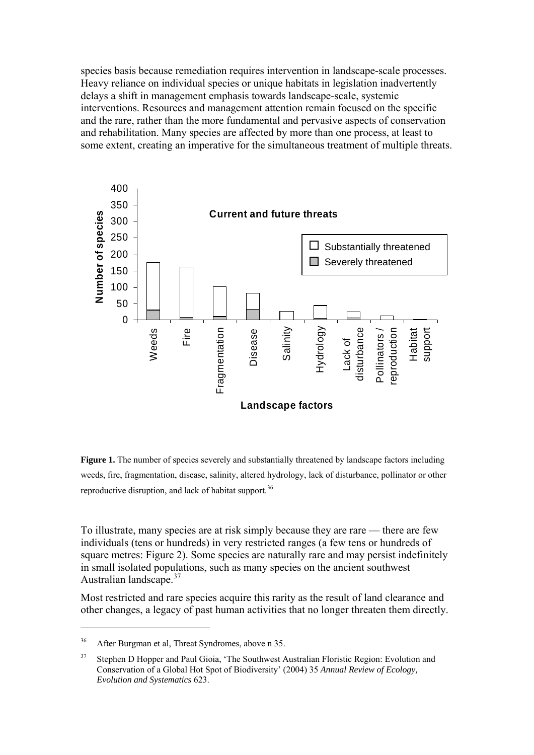species basis because remediation requires intervention in landscape-scale processes. Heavy reliance on individual species or unique habitats in legislation inadvertently delays a shift in management emphasis towards landscape-scale, systemic interventions. Resources and management attention remain focused on the specific and the rare, rather than the more fundamental and pervasive aspects of conservation and rehabilitation. Many species are affected by more than one process, at least to some extent, creating an imperative for the simultaneous treatment of multiple threats.

**Figure 1.** The number of species severely and substantially threatened by landscape factors including weeds, fire, fragmentation, disease, salinity, altered hydrology, lack of disturbance, pollinator or other reproductive disruption, and lack of habitat support.[36]

To illustrate, many species are at risk simply because they are rare — there are few individuals (tens or hundreds) in very restricted ranges (a few tens or hundreds of square metres: Figure 2). Some species are naturally rare and may persist indefinitely in small isolated populations, such as many species on the ancient southwest Australian landscape.[37]

Most restricted and rare species acquire this rarity as the result of land clearance and other changes, a legacy of past human activities that no longer threaten them directly.

---

[36] After Burgman et al, Threat Syndromes, above n 35.

[37] Stephen D Hopper and Paul Gioia, 'The Southwest Australian Floristic Region: Evolution and Conservation of a Global Hot Spot of Biodiversity' (2004) 35 *Annual Review of Ecology, Evolution and Systematics* 623.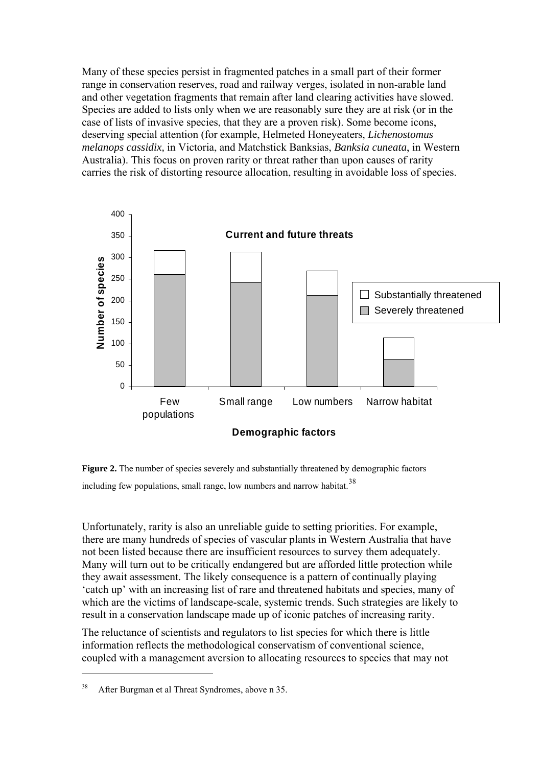Many of these species persist in fragmented patches in a small part of their former range in conservation reserves, road and railway verges, isolated in non-arable land and other vegetation fragments that remain after land clearing activities have slowed. Species are added to lists only when we are reasonably sure they are at risk (or in the case of lists of invasive species, that they are a proven risk). Some become icons, deserving special attention (for example, Helmeted Honeyeaters, *Lichenostomus melanops cassidix,* in Victoria, and Matchstick Banksias, *Banksia cuneata*, in Western Australia). This focus on proven rarity or threat rather than upon causes of rarity carries the risk of distorting resource allocation, resulting in avoidable loss of species.

**Figure 2.** The number of species severely and substantially threatened by demographic factors including few populations, small range, low numbers and narrow habitat.[38]

Unfortunately, rarity is also an unreliable guide to setting priorities. For example, there are many hundreds of species of vascular plants in Western Australia that have not been listed because there are insufficient resources to survey them adequately. Many will turn out to be critically endangered but are afforded little protection while they await assessment. The likely consequence is a pattern of continually playing 'catch up' with an increasing list of rare and threatened habitats and species, many of which are the victims of landscape-scale, systemic trends. Such strategies are likely to result in a conservation landscape made up of iconic patches of increasing rarity.

The reluctance of scientists and regulators to list species for which there is little information reflects the methodological conservatism of conventional science, coupled with a management aversion to allocating resources to species that may not

---

[38] After Burgman et al Threat Syndromes, above n 35.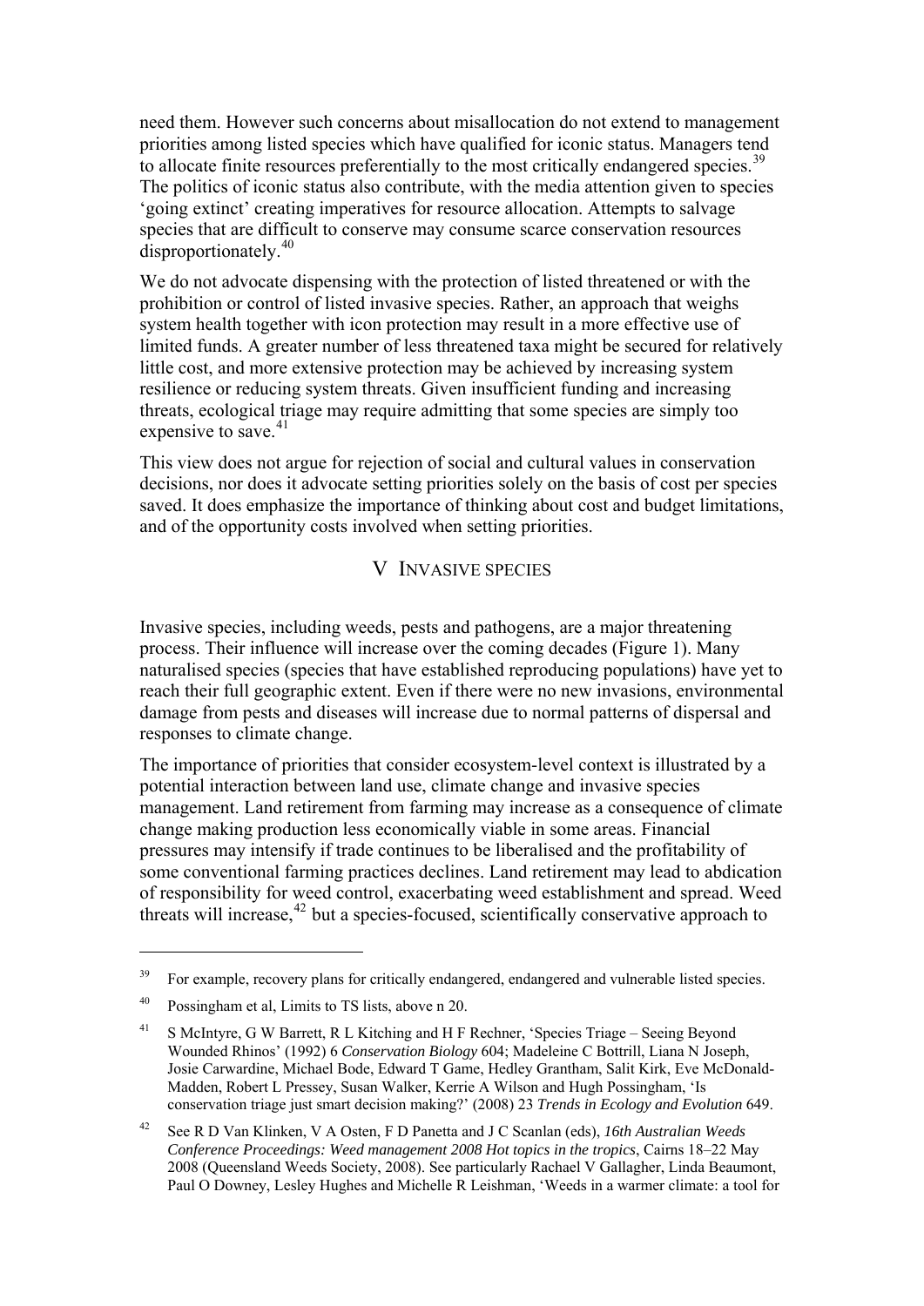need them. However such concerns about misallocation do not extend to management priorities among listed species which have qualified for iconic status. Managers tend to allocate finite resources preferentially to the most critically endangered species.[39] The politics of iconic status also contribute, with the media attention given to species 'going extinct' creating imperatives for resource allocation. Attempts to salvage species that are difficult to conserve may consume scarce conservation resources disproportionately.[40]

We do not advocate dispensing with the protection of listed threatened or with the prohibition or control of listed invasive species. Rather, an approach that weighs system health together with icon protection may result in a more effective use of limited funds. A greater number of less threatened taxa might be secured for relatively little cost, and more extensive protection may be achieved by increasing system resilience or reducing system threats. Given insufficient funding and increasing threats, ecological triage may require admitting that some species are simply too expensive to save.[41]

This view does not argue for rejection of social and cultural values in conservation decisions, nor does it advocate setting priorities solely on the basis of cost per species saved. It does emphasize the importance of thinking about cost and budget limitations, and of the opportunity costs involved when setting priorities.

## V INVASIVE SPECIES

Invasive species, including weeds, pests and pathogens, are a major threatening process. Their influence will increase over the coming decades (Figure 1). Many naturalised species (species that have established reproducing populations) have yet to reach their full geographic extent. Even if there were no new invasions, environmental damage from pests and diseases will increase due to normal patterns of dispersal and responses to climate change.

The importance of priorities that consider ecosystem-level context is illustrated by a potential interaction between land use, climate change and invasive species management. Land retirement from farming may increase as a consequence of climate change making production less economically viable in some areas. Financial pressures may intensify if trade continues to be liberalised and the profitability of some conventional farming practices declines. Land retirement may lead to abdication of responsibility for weed control, exacerbating weed establishment and spread. Weed threats will increase,[42] but a species-focused, scientifically conservative approach to

---

[39] For example, recovery plans for critically endangered, endangered and vulnerable listed species.

[40] Possingham et al, Limits to TS lists, above n 20.

[41] S McIntyre, G W Barrett, R L Kitching and H F Rechner, 'Species Triage – Seeing Beyond Wounded Rhinos' (1992) 6 *Conservation Biology* 604; Madeleine C Bottrill, Liana N Joseph, Josie Carwardine, Michael Bode, Edward T Game, Hedley Grantham, Salit Kirk, Eve McDonald-Madden, Robert L Pressey, Susan Walker, Kerrie A Wilson and Hugh Possingham, 'Is conservation triage just smart decision making?' (2008) 23 *Trends in Ecology and Evolution* 649.

[42] See R D Van Klinken, V A Osten, F D Panetta and J C Scanlan (eds), *16th Australian Weeds Conference Proceedings: Weed management 2008 Hot topics in the tropics*, Cairns 18–22 May 2008 (Queensland Weeds Society, 2008). See particularly Rachael V Gallagher, Linda Beaumont, Paul O Downey, Lesley Hughes and Michelle R Leishman, 'Weeds in a warmer climate: a tool for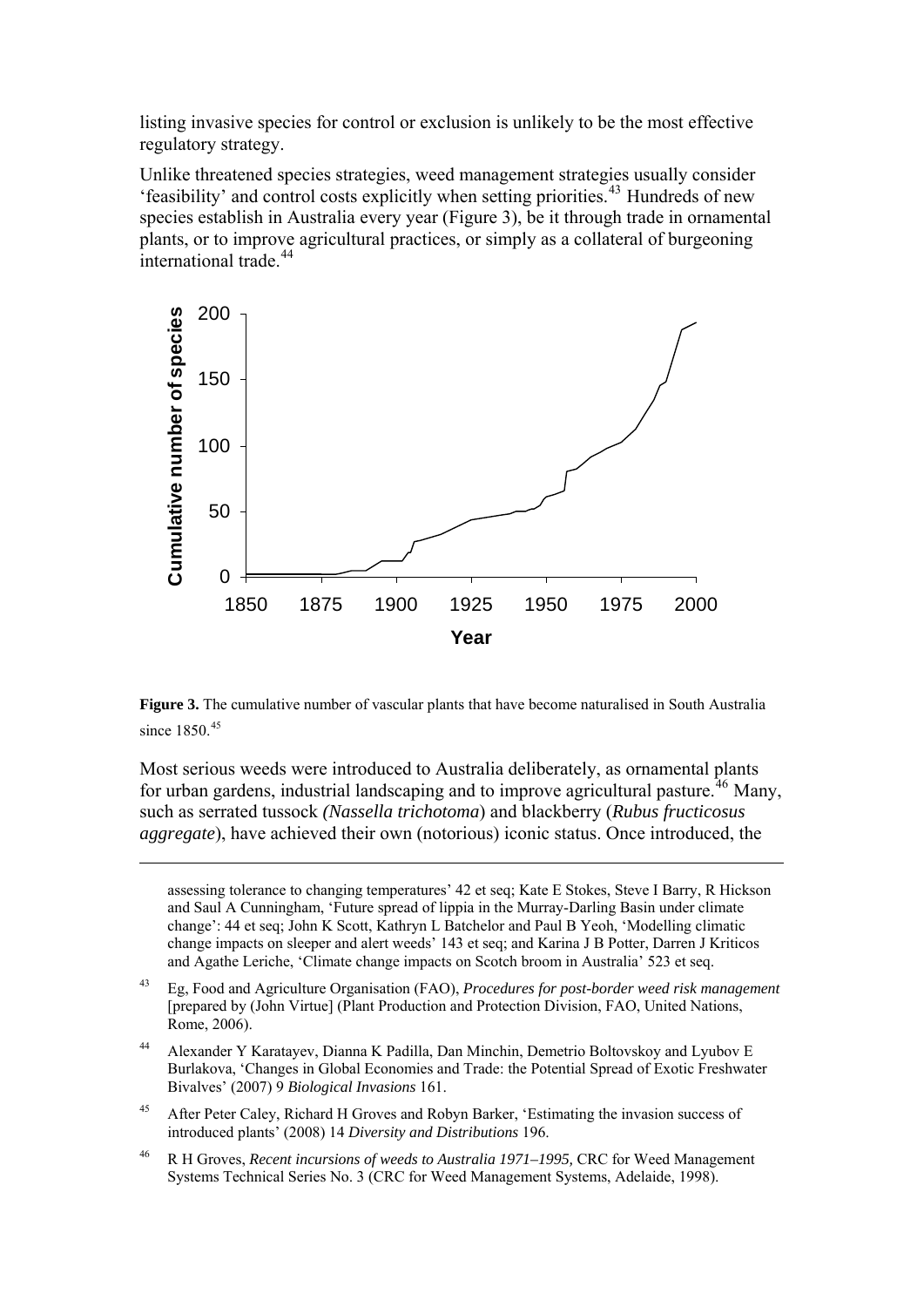listing invasive species for control or exclusion is unlikely to be the most effective regulatory strategy.

Unlike threatened species strategies, weed management strategies usually consider 'feasibility' and control costs explicitly when setting priorities.[43] Hundreds of new species establish in Australia every year (Figure 3), be it through trade in ornamental plants, or to improve agricultural practices, or simply as a collateral of burgeoning international trade.[44]

**Figure 3.** The cumulative number of vascular plants that have become naturalised in South Australia since 1850.[45]

Most serious weeds were introduced to Australia deliberately, as ornamental plants for urban gardens, industrial landscaping and to improve agricultural pasture.[46] Many, such as serrated tussock *(Nassella trichotoma*) and blackberry (*Rubus fructicosus aggregate*), have achieved their own (notorious) iconic status. Once introduced, the

---

assessing tolerance to changing temperatures' 42 et seq; Kate E Stokes, Steve I Barry, R Hickson and Saul A Cunningham, 'Future spread of lippia in the Murray-Darling Basin under climate change': 44 et seq; John K Scott, Kathryn L Batchelor and Paul B Yeoh, 'Modelling climatic change impacts on sleeper and alert weeds' 143 et seq; and Karina J B Potter, Darren J Kriticos and Agathe Leriche, 'Climate change impacts on Scotch broom in Australia' 523 et seq.

[43] Eg, Food and Agriculture Organisation (FAO), *Procedures for post-border weed risk management* [prepared by (John Virtue] (Plant Production and Protection Division, FAO, United Nations, Rome, 2006).

[44] Alexander Y Karatayev, Dianna K Padilla, Dan Minchin, Demetrio Boltovskoy and Lyubov E Burlakova, 'Changes in Global Economies and Trade: the Potential Spread of Exotic Freshwater Bivalves' (2007) 9 *Biological Invasions* 161.

[45] After Peter Caley, Richard H Groves and Robyn Barker, 'Estimating the invasion success of introduced plants' (2008) 14 *Diversity and Distributions* 196.

[46] R H Groves, *Recent incursions of weeds to Australia 1971–1995,* CRC for Weed Management Systems Technical Series No. 3 (CRC for Weed Management Systems, Adelaide, 1998).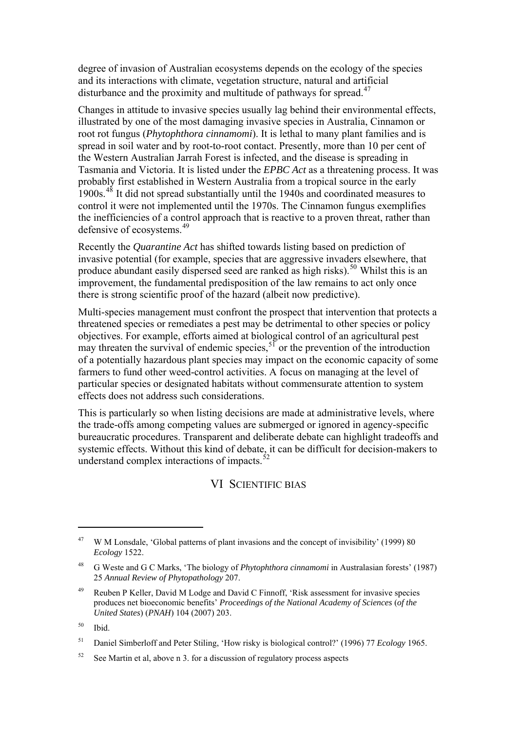degree of invasion of Australian ecosystems depends on the ecology of the species and its interactions with climate, vegetation structure, natural and artificial disturbance and the proximity and multitude of pathways for spread.[47]

Changes in attitude to invasive species usually lag behind their environmental effects, illustrated by one of the most damaging invasive species in Australia, Cinnamon or root rot fungus (*Phytophthora cinnamomi*). It is lethal to many plant families and is spread in soil water and by root-to-root contact. Presently, more than 10 per cent of the Western Australian Jarrah Forest is infected, and the disease is spreading in Tasmania and Victoria. It is listed under the *EPBC Act* as a threatening process. It was probably first established in Western Australia from a tropical source in the early 1900s.[48] It did not spread substantially until the 1940s and coordinated measures to control it were not implemented until the 1970s. The Cinnamon fungus exemplifies the inefficiencies of a control approach that is reactive to a proven threat, rather than defensive of ecosystems.[49]

Recently the *Quarantine Act* has shifted towards listing based on prediction of invasive potential (for example, species that are aggressive invaders elsewhere, that produce abundant easily dispersed seed are ranked as high risks).[50] Whilst this is an improvement, the fundamental predisposition of the law remains to act only once there is strong scientific proof of the hazard (albeit now predictive).

Multi-species management must confront the prospect that intervention that protects a threatened species or remediates a pest may be detrimental to other species or policy objectives. For example, efforts aimed at biological control of an agricultural pest may threaten the survival of endemic species,[51] or the prevention of the introduction of a potentially hazardous plant species may impact on the economic capacity of some farmers to fund other weed-control activities. A focus on managing at the level of particular species or designated habitats without commensurate attention to system effects does not address such considerations.

This is particularly so when listing decisions are made at administrative levels, where the trade-offs among competing values are submerged or ignored in agency-specific bureaucratic procedures. Transparent and deliberate debate can highlight tradeoffs and systemic effects. Without this kind of debate, it can be difficult for decision-makers to understand complex interactions of impacts.[52]

## VI Scientific Bias

---

[47] W M Lonsdale, 'Global patterns of plant invasions and the concept of invisibility' (1999) 80 *Ecology* 1522.

[48] G Weste and G C Marks, 'The biology of *Phytophthora cinnamomi* in Australasian forests' (1987) 25 *Annual Review of Phytopathology* 207.

[49] Reuben P Keller, David M Lodge and David C Finnoff, 'Risk assessment for invasive species produces net bioeconomic benefits' *Proceedings of the National Academy of Sciences* (*of the United States*) (*PNAH*) 104 (2007) 203.

[50] Ibid.

[51] Daniel Simberloff and Peter Stiling, 'How risky is biological control?' (1996) 77 *Ecology* 1965.

[52] See Martin et al, above n 3. for a discussion of regulatory process aspects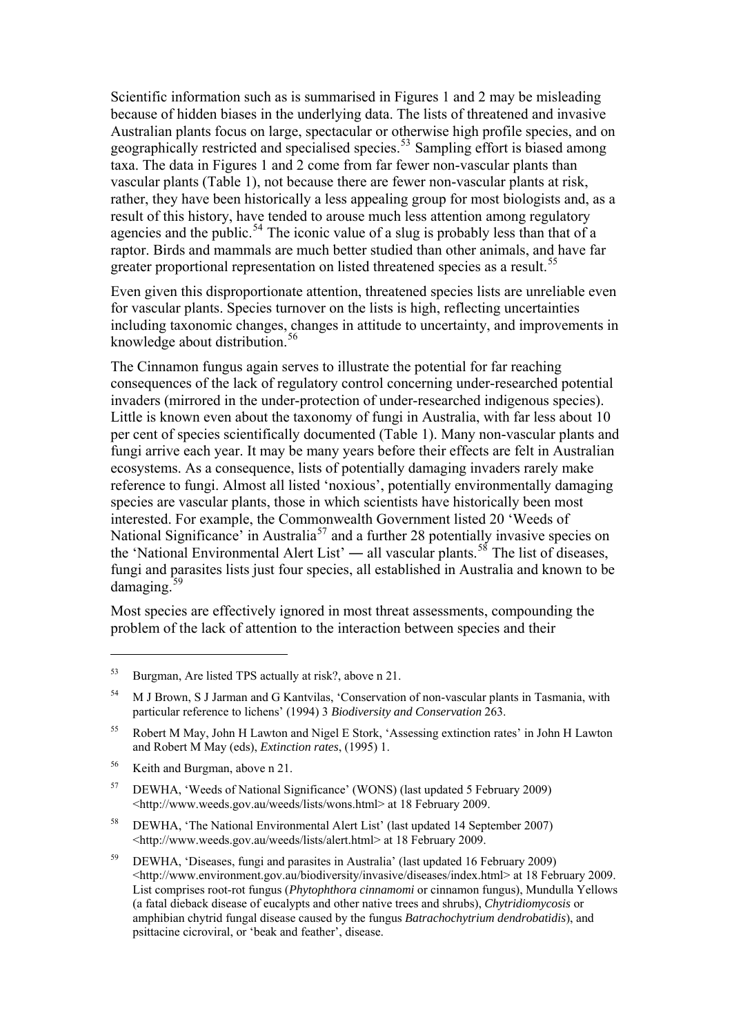Scientific information such as is summarised in Figures 1 and 2 may be misleading because of hidden biases in the underlying data. The lists of threatened and invasive Australian plants focus on large, spectacular or otherwise high profile species, and on geographically restricted and specialised species.[53] Sampling effort is biased among taxa. The data in Figures 1 and 2 come from far fewer non-vascular plants than vascular plants (Table 1), not because there are fewer non-vascular plants at risk, rather, they have been historically a less appealing group for most biologists and, as a result of this history, have tended to arouse much less attention among regulatory agencies and the public.[54] The iconic value of a slug is probably less than that of a raptor. Birds and mammals are much better studied than other animals, and have far greater proportional representation on listed threatened species as a result.[55]

Even given this disproportionate attention, threatened species lists are unreliable even for vascular plants. Species turnover on the lists is high, reflecting uncertainties including taxonomic changes, changes in attitude to uncertainty, and improvements in knowledge about distribution.[56]

The Cinnamon fungus again serves to illustrate the potential for far reaching consequences of the lack of regulatory control concerning under-researched potential invaders (mirrored in the under-protection of under-researched indigenous species). Little is known even about the taxonomy of fungi in Australia, with far less about 10 per cent of species scientifically documented (Table 1). Many non-vascular plants and fungi arrive each year. It may be many years before their effects are felt in Australian ecosystems. As a consequence, lists of potentially damaging invaders rarely make reference to fungi. Almost all listed 'noxious', potentially environmentally damaging species are vascular plants, those in which scientists have historically been most interested. For example, the Commonwealth Government listed 20 'Weeds of National Significance' in Australia[57] and a further 28 potentially invasive species on the 'National Environmental Alert List' ― all vascular plants.[58] The list of diseases, fungi and parasites lists just four species, all established in Australia and known to be damaging.[59]

Most species are effectively ignored in most threat assessments, compounding the problem of the lack of attention to the interaction between species and their

---

[53] Burgman, Are listed TPS actually at risk?, above n 21.

[54] M J Brown, S J Jarman and G Kantvilas, 'Conservation of non-vascular plants in Tasmania, with particular reference to lichens' (1994) 3 *Biodiversity and Conservation* 263.

[55] Robert M May, John H Lawton and Nigel E Stork, 'Assessing extinction rates' in John H Lawton and Robert M May (eds), *Extinction rates*, (1995) 1.

[56] Keith and Burgman, above n 21.

[57] DEWHA, 'Weeds of National Significance' (WONS) (last updated 5 February 2009) <http://www.weeds.gov.au/weeds/lists/wons.html> at 18 February 2009.

[58] DEWHA, 'The National Environmental Alert List' (last updated 14 September 2007) <http://www.weeds.gov.au/weeds/lists/alert.html> at 18 February 2009.

[59] DEWHA, 'Diseases, fungi and parasites in Australia' (last updated 16 February 2009) <http://www.environment.gov.au/biodiversity/invasive/diseases/index.html> at 18 February 2009. List comprises root-rot fungus (*Phytophthora cinnamomi* or cinnamon fungus), Mundulla Yellows (a fatal dieback disease of eucalypts and other native trees and shrubs), *Chytridiomycosis* or amphibian chytrid fungal disease caused by the fungus *Batrachochytrium dendrobatidis*), and psittacine cicroviral, or 'beak and feather', disease.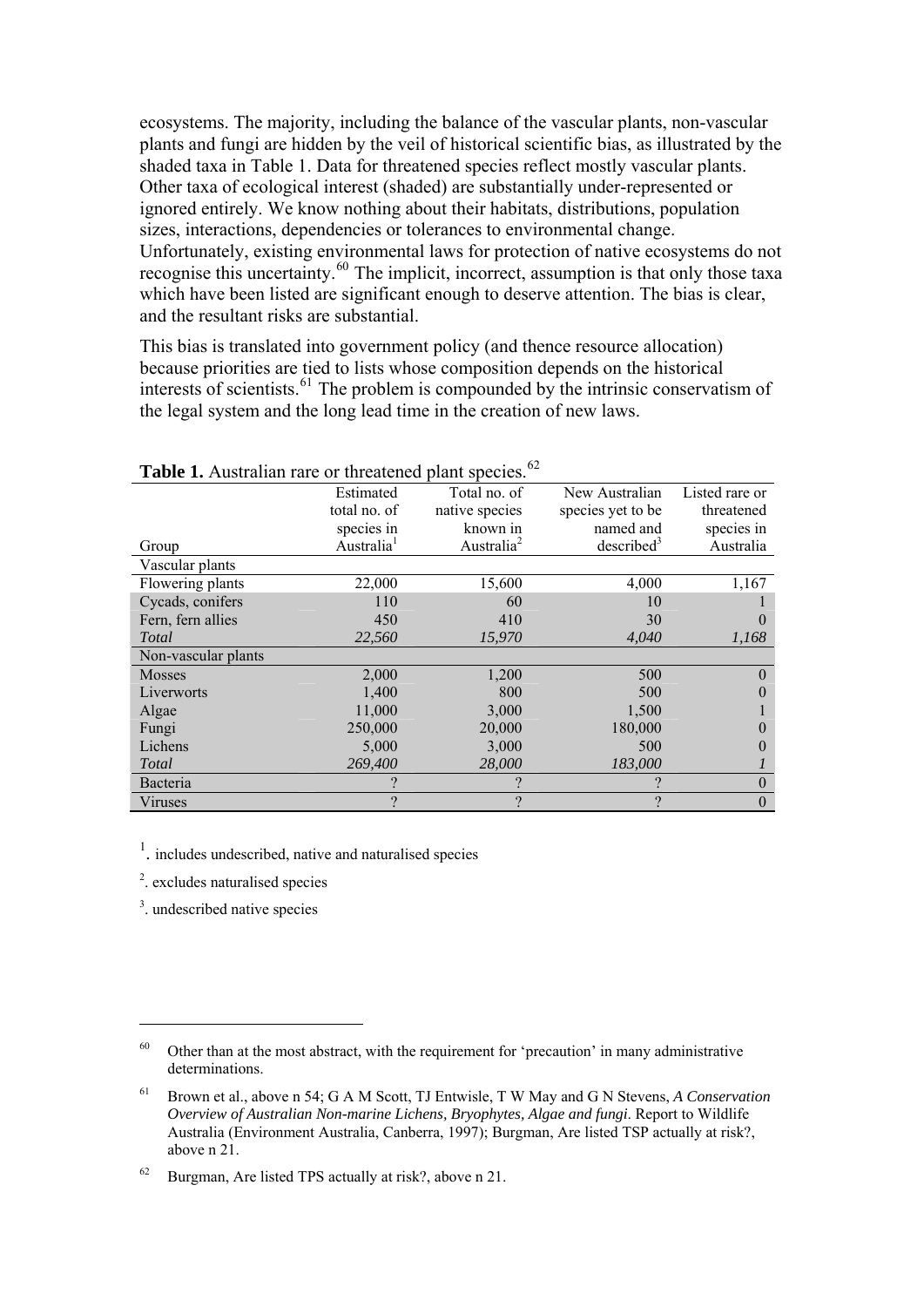ecosystems. The majority, including the balance of the vascular plants, non-vascular plants and fungi are hidden by the veil of historical scientific bias, as illustrated by the shaded taxa in Table 1. Data for threatened species reflect mostly vascular plants. Other taxa of ecological interest (shaded) are substantially under-represented or ignored entirely. We know nothing about their habitats, distributions, population sizes, interactions, dependencies or tolerances to environmental change. Unfortunately, existing environmental laws for protection of native ecosystems do not recognise this uncertainty.[60] The implicit, incorrect, assumption is that only those taxa which have been listed are significant enough to deserve attention. The bias is clear, and the resultant risks are substantial.

This bias is translated into government policy (and thence resource allocation) because priorities are tied to lists whose composition depends on the historical interests of scientists.[61] The problem is compounded by the intrinsic conservatism of the legal system and the long lead time in the creation of new laws.

**Table 1.** Australian rare or threatened plant species.[62]

| Group | Estimated total no. of species in Australia[1] | Total no. of native species known in Australia[2] | New Australian species yet to be named and described[3] | Listed rare or threatened species in Australia |
|---|---|---|---|---|
| Vascular plants | | | | |
| Flowering plants | 22,000 | 15,600 | 4,000 | 1,167 |
| Cycads, conifers | 110 | 60 | 10 | 1 |
| Fern, fern allies | 450 | 410 | 30 | 0 |
| *Total* | *22,560* | *15,970* | *4,040* | *1,168* |
| Non-vascular plants | | | | |
| Mosses | 2,000 | 1,200 | 500 | 0 |
| Liverworts | 1,400 | 800 | 500 | 0 |
| Algae | 11,000 | 3,000 | 1,500 | 1 |
| Fungi | 250,000 | 20,000 | 180,000 | 0 |
| Lichens | 5,000 | 3,000 | 500 | 0 |
| *Total* | *269,400* | *28,000* | *183,000* | *1* |
| Bacteria | ? | ? | ? | 0 |
| Viruses | ? | ? | ? | 0 |

[1]. includes undescribed, native and naturalised species

[2]. excludes naturalised species

[3]. undescribed native species

---

[60] Other than at the most abstract, with the requirement for 'precaution' in many administrative determinations.

[61] Brown et al., above n 54; G A M Scott, TJ Entwisle, T W May and G N Stevens, *A Conservation Overview of Australian Non-marine Lichens, Bryophytes, Algae and fungi*. Report to Wildlife Australia (Environment Australia, Canberra, 1997); Burgman, Are listed TSP actually at risk?, above n 21.

[62] Burgman, Are listed TPS actually at risk?, above n 21.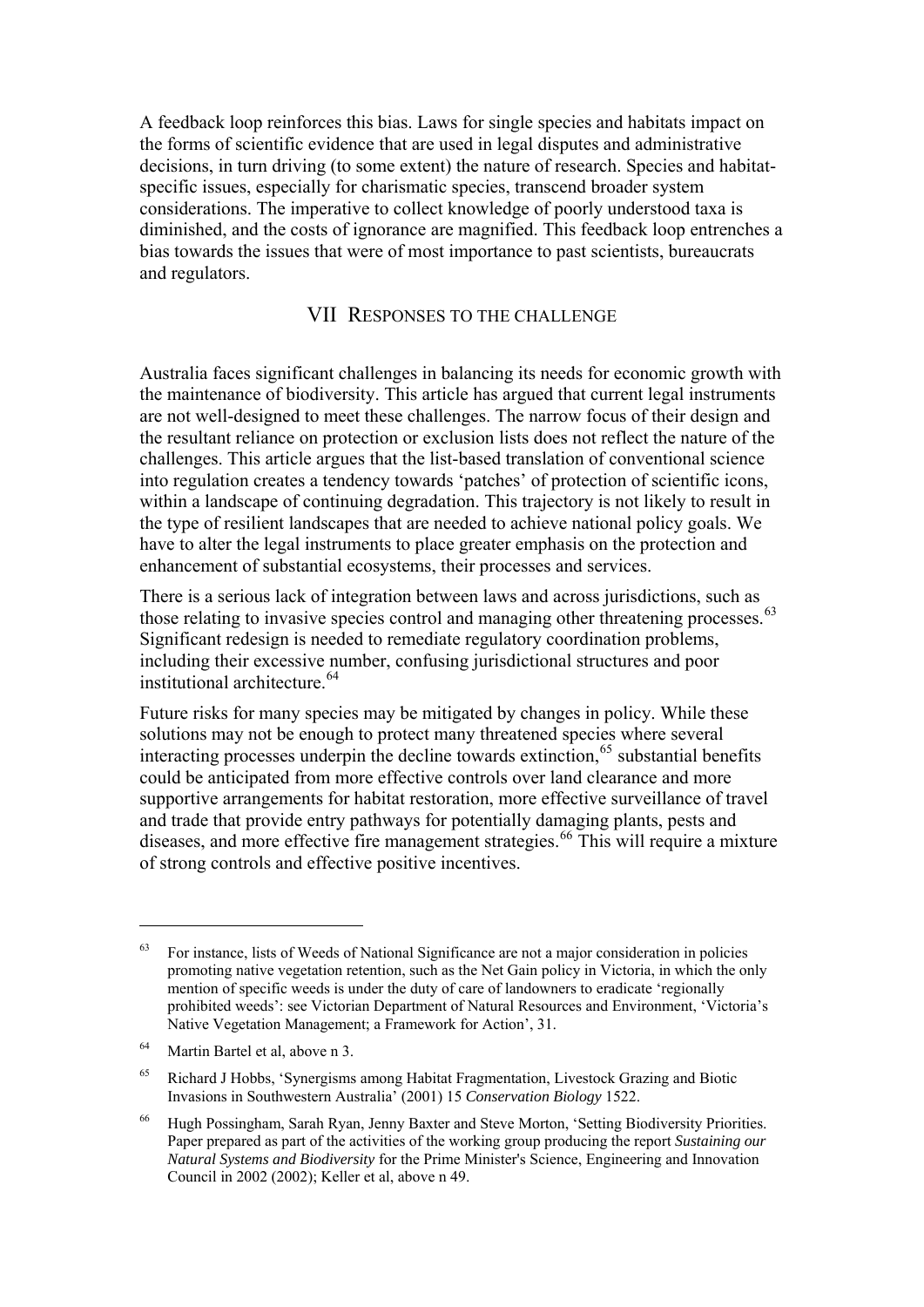A feedback loop reinforces this bias. Laws for single species and habitats impact on the forms of scientific evidence that are used in legal disputes and administrative decisions, in turn driving (to some extent) the nature of research. Species and habitat-specific issues, especially for charismatic species, transcend broader system considerations. The imperative to collect knowledge of poorly understood taxa is diminished, and the costs of ignorance are magnified. This feedback loop entrenches a bias towards the issues that were of most importance to past scientists, bureaucrats and regulators.

## VII RESPONSES TO THE CHALLENGE

Australia faces significant challenges in balancing its needs for economic growth with the maintenance of biodiversity. This article has argued that current legal instruments are not well-designed to meet these challenges. The narrow focus of their design and the resultant reliance on protection or exclusion lists does not reflect the nature of the challenges. This article argues that the list-based translation of conventional science into regulation creates a tendency towards 'patches' of protection of scientific icons, within a landscape of continuing degradation. This trajectory is not likely to result in the type of resilient landscapes that are needed to achieve national policy goals. We have to alter the legal instruments to place greater emphasis on the protection and enhancement of substantial ecosystems, their processes and services.

There is a serious lack of integration between laws and across jurisdictions, such as those relating to invasive species control and managing other threatening processes.[63] Significant redesign is needed to remediate regulatory coordination problems, including their excessive number, confusing jurisdictional structures and poor institutional architecture.[64]

Future risks for many species may be mitigated by changes in policy. While these solutions may not be enough to protect many threatened species where several interacting processes underpin the decline towards extinction,[65] substantial benefits could be anticipated from more effective controls over land clearance and more supportive arrangements for habitat restoration, more effective surveillance of travel and trade that provide entry pathways for potentially damaging plants, pests and diseases, and more effective fire management strategies.[66] This will require a mixture of strong controls and effective positive incentives.

---

[63] For instance, lists of Weeds of National Significance are not a major consideration in policies promoting native vegetation retention, such as the Net Gain policy in Victoria, in which the only mention of specific weeds is under the duty of care of landowners to eradicate 'regionally prohibited weeds': see Victorian Department of Natural Resources and Environment, 'Victoria's Native Vegetation Management; a Framework for Action', 31.

[64] Martin Bartel et al, above n 3.

[65] Richard J Hobbs, 'Synergisms among Habitat Fragmentation, Livestock Grazing and Biotic Invasions in Southwestern Australia' (2001) 15 *Conservation Biology* 1522.

[66] Hugh Possingham, Sarah Ryan, Jenny Baxter and Steve Morton, 'Setting Biodiversity Priorities. Paper prepared as part of the activities of the working group producing the report *Sustaining our Natural Systems and Biodiversity* for the Prime Minister's Science, Engineering and Innovation Council in 2002 (2002); Keller et al, above n 49.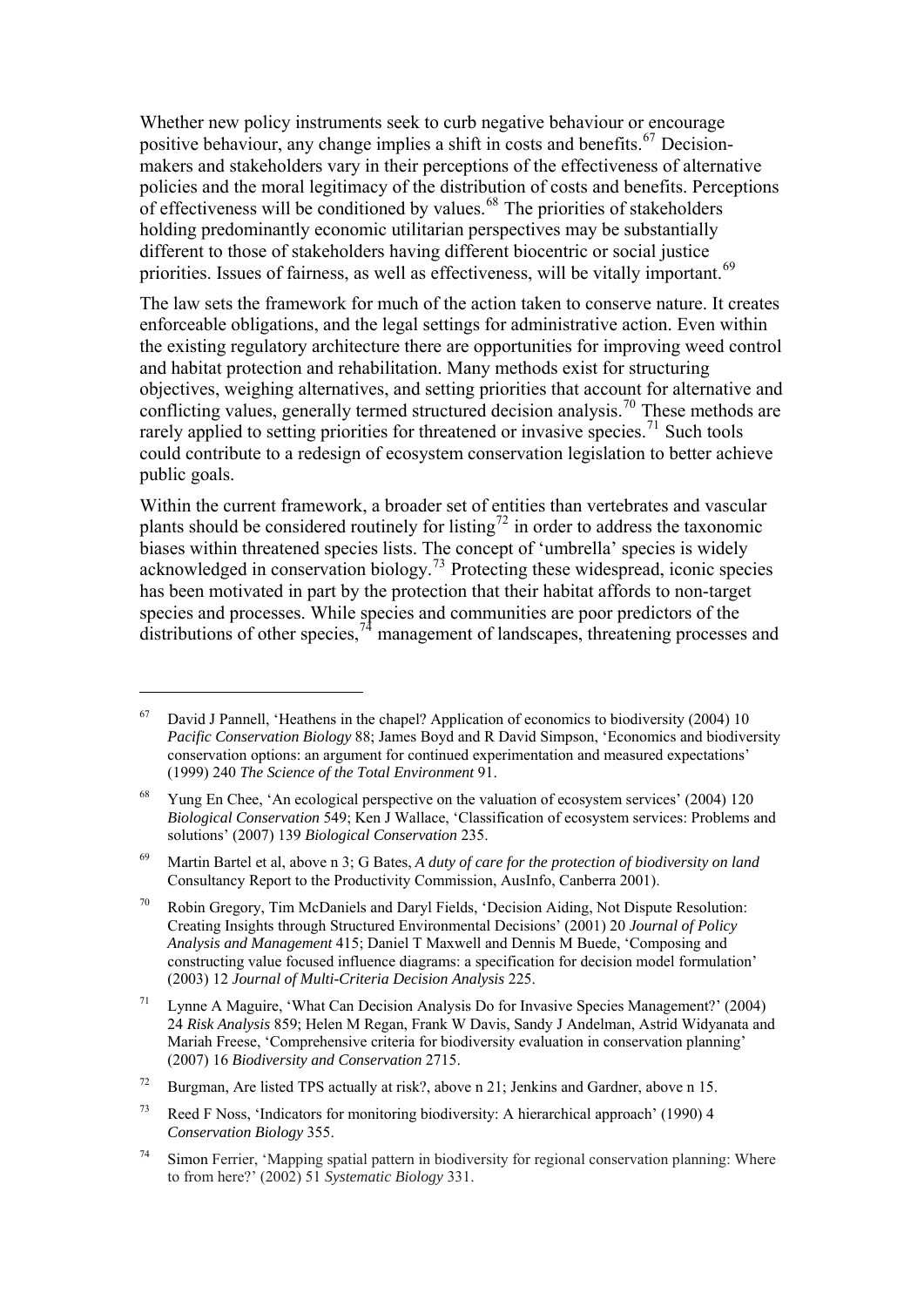Whether new policy instruments seek to curb negative behaviour or encourage positive behaviour, any change implies a shift in costs and benefits.[67] Decision-makers and stakeholders vary in their perceptions of the effectiveness of alternative policies and the moral legitimacy of the distribution of costs and benefits. Perceptions of effectiveness will be conditioned by values.[68] The priorities of stakeholders holding predominantly economic utilitarian perspectives may be substantially different to those of stakeholders having different biocentric or social justice priorities. Issues of fairness, as well as effectiveness, will be vitally important.[69]

The law sets the framework for much of the action taken to conserve nature. It creates enforceable obligations, and the legal settings for administrative action. Even within the existing regulatory architecture there are opportunities for improving weed control and habitat protection and rehabilitation. Many methods exist for structuring objectives, weighing alternatives, and setting priorities that account for alternative and conflicting values, generally termed structured decision analysis.[70] These methods are rarely applied to setting priorities for threatened or invasive species.[71] Such tools could contribute to a redesign of ecosystem conservation legislation to better achieve public goals.

Within the current framework, a broader set of entities than vertebrates and vascular plants should be considered routinely for listing[72] in order to address the taxonomic biases within threatened species lists. The concept of 'umbrella' species is widely acknowledged in conservation biology.[73] Protecting these widespread, iconic species has been motivated in part by the protection that their habitat affords to non-target species and processes. While species and communities are poor predictors of the distributions of other species,[74] management of landscapes, threatening processes and

---

[67] David J Pannell, 'Heathens in the chapel? Application of economics to biodiversity (2004) 10 *Pacific Conservation Biology* 88; James Boyd and R David Simpson, 'Economics and biodiversity conservation options: an argument for continued experimentation and measured expectations' (1999) 240 *The Science of the Total Environment* 91.

[68] Yung En Chee, 'An ecological perspective on the valuation of ecosystem services' (2004) 120 *Biological Conservation* 549; Ken J Wallace, 'Classification of ecosystem services: Problems and solutions' (2007) 139 *Biological Conservation* 235.

[69] Martin Bartel et al, above n 3; G Bates, *A duty of care for the protection of biodiversity on land* Consultancy Report to the Productivity Commission, AusInfo, Canberra 2001).

[70] Robin Gregory, Tim McDaniels and Daryl Fields, 'Decision Aiding, Not Dispute Resolution: Creating Insights through Structured Environmental Decisions' (2001) 20 *Journal of Policy Analysis and Management* 415; Daniel T Maxwell and Dennis M Buede, 'Composing and constructing value focused influence diagrams: a specification for decision model formulation' (2003) 12 *Journal of Multi-Criteria Decision Analysis* 225.

[71] Lynne A Maguire, 'What Can Decision Analysis Do for Invasive Species Management?' (2004) 24 *Risk Analysis* 859; Helen M Regan, Frank W Davis, Sandy J Andelman, Astrid Widyanata and Mariah Freese, 'Comprehensive criteria for biodiversity evaluation in conservation planning' (2007) 16 *Biodiversity and Conservation* 2715.

[72] Burgman, Are listed TPS actually at risk?, above n 21; Jenkins and Gardner, above n 15.

[73] Reed F Noss, 'Indicators for monitoring biodiversity: A hierarchical approach' (1990) 4 *Conservation Biology* 355.

[74] Simon Ferrier, 'Mapping spatial pattern in biodiversity for regional conservation planning: Where to from here?' (2002) 51 *Systematic Biology* 331.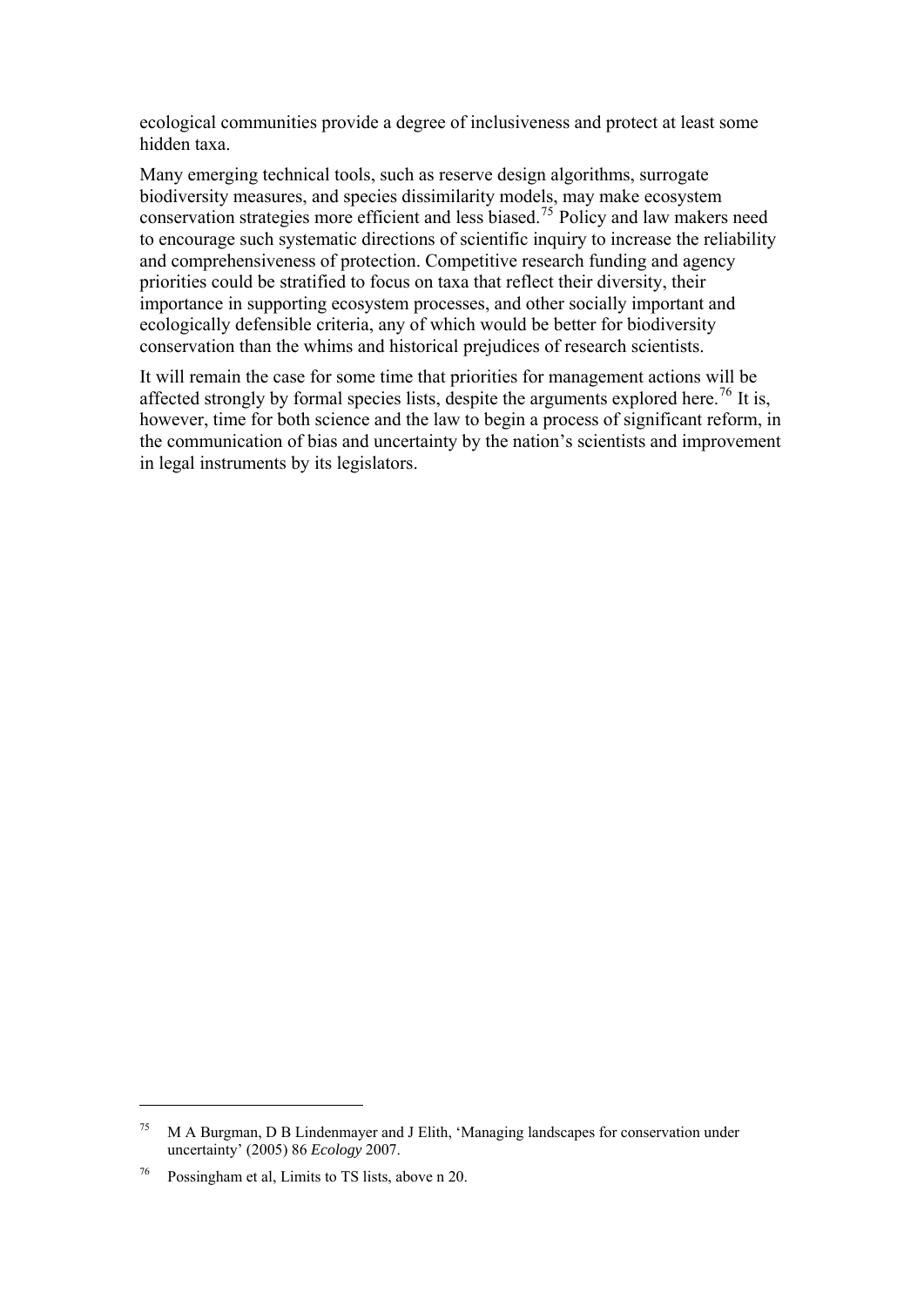ecological communities provide a degree of inclusiveness and protect at least some hidden taxa.

Many emerging technical tools, such as reserve design algorithms, surrogate biodiversity measures, and species dissimilarity models, may make ecosystem conservation strategies more efficient and less biased.[75] Policy and law makers need to encourage such systematic directions of scientific inquiry to increase the reliability and comprehensiveness of protection. Competitive research funding and agency priorities could be stratified to focus on taxa that reflect their diversity, their importance in supporting ecosystem processes, and other socially important and ecologically defensible criteria, any of which would be better for biodiversity conservation than the whims and historical prejudices of research scientists.

It will remain the case for some time that priorities for management actions will be affected strongly by formal species lists, despite the arguments explored here.[76] It is, however, time for both science and the law to begin a process of significant reform, in the communication of bias and uncertainty by the nation's scientists and improvement in legal instruments by its legislators.

---

[75] M A Burgman, D B Lindenmayer and J Elith, 'Managing landscapes for conservation under uncertainty' (2005) 86 *Ecology* 2007.

[76] Possingham et al, Limits to TS lists, above n 20.